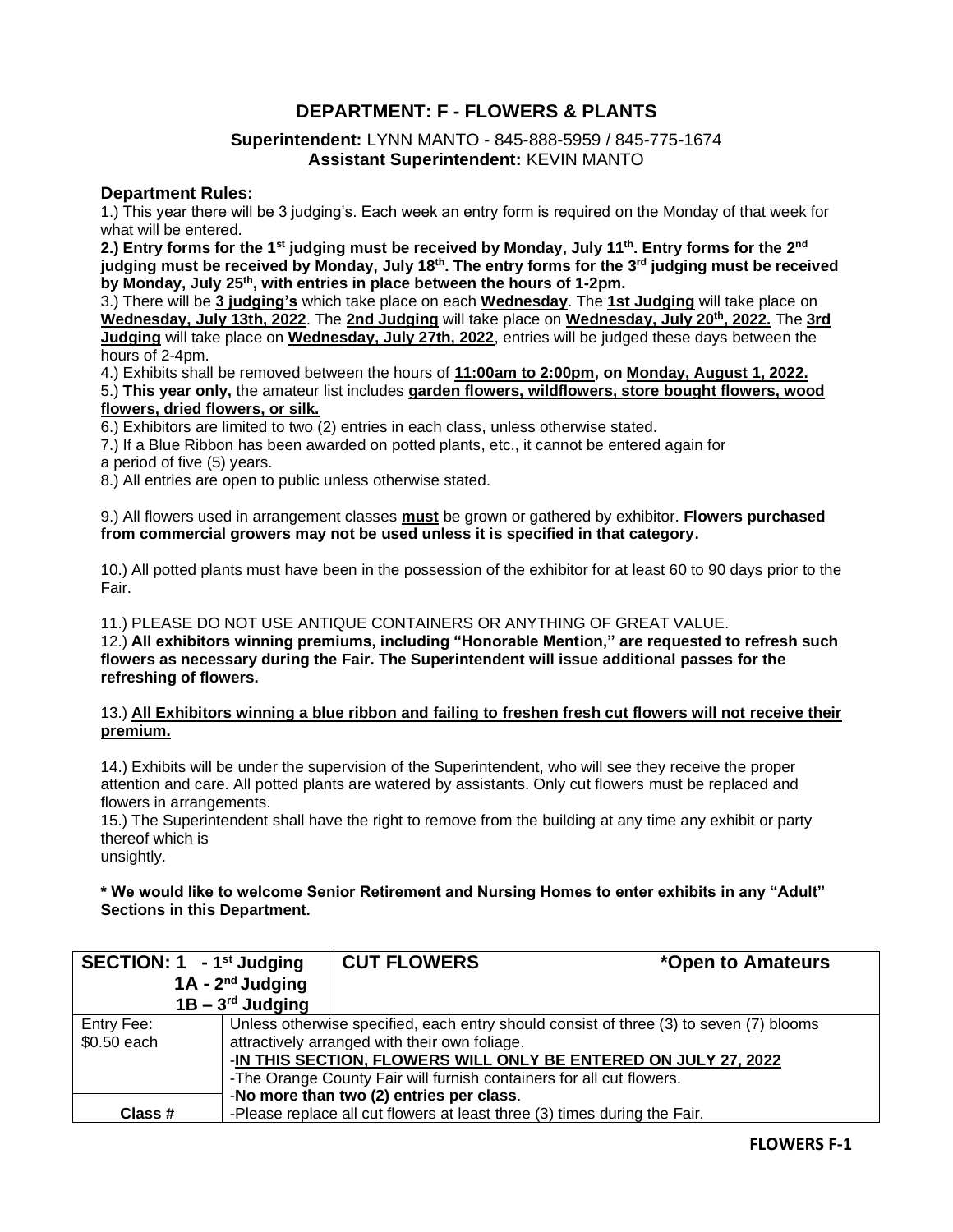# DEPARTMENT: F - FLOWERS & PLANTS

**Superintendent:** LYNN MANTO - 845-888-5959 / 845-775-1674
**Assistant Superintendent:** KEVIN MANTO

## Department Rules:

1.) This year there will be 3 judging's. Each week an entry form is required on the Monday of that week for what will be entered.

**2.) Entry forms for the 1st judging must be received by Monday, July 11th. Entry forms for the 2nd judging must be received by Monday, July 18th. The entry forms for the 3rd judging must be received by Monday, July 25th, with entries in place between the hours of 1-2pm.**

3.) There will be **3 judging's** which take place on each **Wednesday**. The **1st Judging** will take place on **Wednesday, July 13th, 2022**. The **2nd Judging** will take place on **Wednesday, July 20th, 2022.** The **3rd Judging** will take place on **Wednesday, July 27th, 2022**, entries will be judged these days between the hours of 2-4pm.

4.) Exhibits shall be removed between the hours of **11:00am to 2:00pm, on Monday, August 1, 2022.**

5.) **This year only,** the amateur list includes **garden flowers, wildflowers, store bought flowers, wood flowers, dried flowers, or silk.**

6.) Exhibitors are limited to two (2) entries in each class, unless otherwise stated.

7.) If a Blue Ribbon has been awarded on potted plants, etc., it cannot be entered again for a period of five (5) years.

8.) All entries are open to public unless otherwise stated.

9.) All flowers used in arrangement classes **must** be grown or gathered by exhibitor. **Flowers purchased from commercial growers may not be used unless it is specified in that category.**

10.) All potted plants must have been in the possession of the exhibitor for at least 60 to 90 days prior to the Fair.

11.) PLEASE DO NOT USE ANTIQUE CONTAINERS OR ANYTHING OF GREAT VALUE.

12.) **All exhibitors winning premiums, including "Honorable Mention," are requested to refresh such flowers as necessary during the Fair. The Superintendent will issue additional passes for the refreshing of flowers.**

13.) **All Exhibitors winning a blue ribbon and failing to freshen fresh cut flowers will not receive their premium.**

14.) Exhibits will be under the supervision of the Superintendent, who will see they receive the proper attention and care. All potted plants are watered by assistants. Only cut flowers must be replaced and flowers in arrangements.

15.) The Superintendent shall have the right to remove from the building at any time any exhibit or party thereof which is unsightly.

**\* We would like to welcome Senior Retirement and Nursing Homes to enter exhibits in any "Adult" Sections in this Department.**

| **SECTION: 1 - 1st Judging<br>1A - 2nd Judging<br>1B – 3rd Judging** | **CUT FLOWERS** **\*Open to Amateurs** |
|---|---|
| Entry Fee:<br>$0.50 each | Unless otherwise specified, each entry should consist of three (3) to seven (7) blooms attractively arranged with their own foliage.<br>-**IN THIS SECTION, FLOWERS WILL ONLY BE ENTERED ON JULY 27, 2022**<br>-The Orange County Fair will furnish containers for all cut flowers.<br>-**No more than two (2) entries per class**.<br>-Please replace all cut flowers at least three (3) times during the Fair. |
| **Class #** | |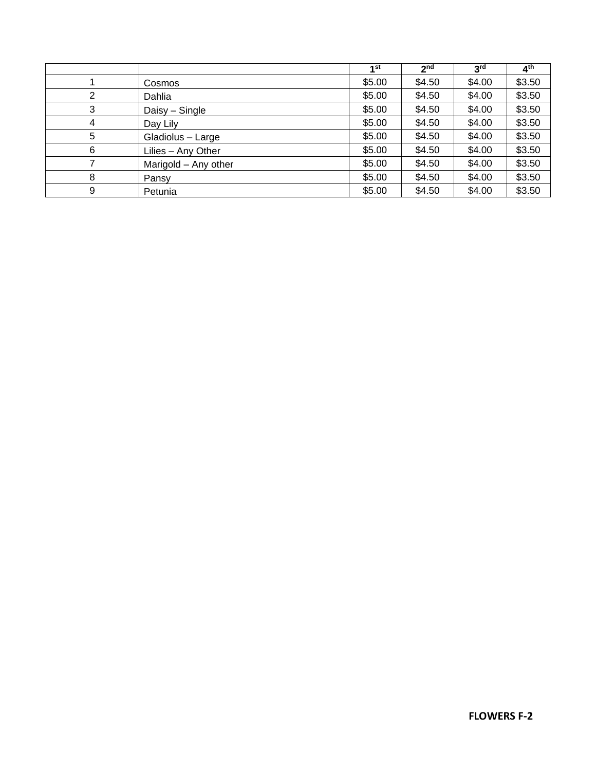| | | 1st | 2nd | 3rd | 4th |
|---|---|---|---|---|---|
| 1 | Cosmos | $5.00 | $4.50 | $4.00 | $3.50 |
| 2 | Dahlia | $5.00 | $4.50 | $4.00 | $3.50 |
| 3 | Daisy – Single | $5.00 | $4.50 | $4.00 | $3.50 |
| 4 | Day Lily | $5.00 | $4.50 | $4.00 | $3.50 |
| 5 | Gladiolus – Large | $5.00 | $4.50 | $4.00 | $3.50 |
| 6 | Lilies – Any Other | $5.00 | $4.50 | $4.00 | $3.50 |
| 7 | Marigold – Any other | $5.00 | $4.50 | $4.00 | $3.50 |
| 8 | Pansy | $5.00 | $4.50 | $4.00 | $3.50 |
| 9 | Petunia | $5.00 | $4.50 | $4.00 | $3.50 |

**FLOWERS F-2**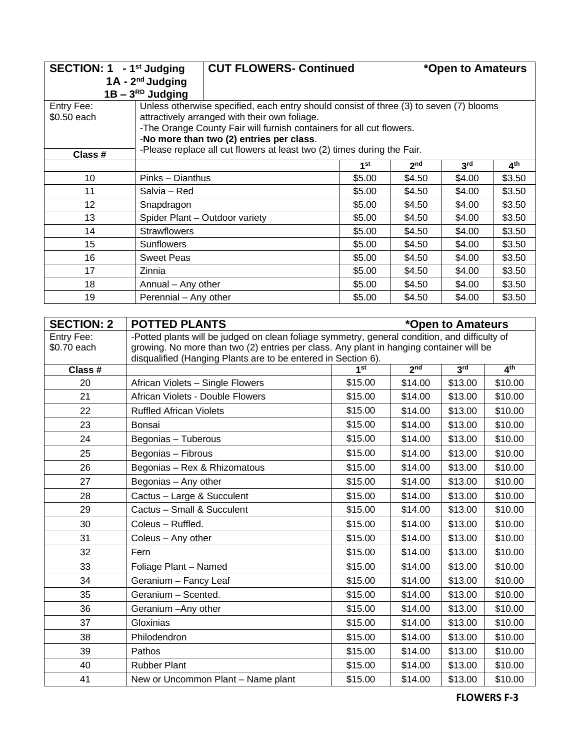| SECTION: 1 - 1st Judging<br>1A - 2nd Judging<br>1B – 3RD Judging | CUT FLOWERS- Continued *Open to Amateurs | | | | |
|---|---|---|---|---|---|
| Entry Fee:<br>$0.50 each | Unless otherwise specified, each entry should consist of three (3) to seven (7) blooms attractively arranged with their own foliage.<br>-The Orange County Fair will furnish containers for all cut flowers.<br>-**No more than two (2) entries per class**.<br>-Please replace all cut flowers at least two (2) times during the Fair. | | | | |
| Class # | | 1st | 2nd | 3rd | 4th |
| 10 | Pinks – Dianthus | $5.00 | $4.50 | $4.00 | $3.50 |
| 11 | Salvia – Red | $5.00 | $4.50 | $4.00 | $3.50 |
| 12 | Snapdragon | $5.00 | $4.50 | $4.00 | $3.50 |
| 13 | Spider Plant – Outdoor variety | $5.00 | $4.50 | $4.00 | $3.50 |
| 14 | Strawflowers | $5.00 | $4.50 | $4.00 | $3.50 |
| 15 | Sunflowers | $5.00 | $4.50 | $4.00 | $3.50 |
| 16 | Sweet Peas | $5.00 | $4.50 | $4.00 | $3.50 |
| 17 | Zinnia | $5.00 | $4.50 | $4.00 | $3.50 |
| 18 | Annual – Any other | $5.00 | $4.50 | $4.00 | $3.50 |
| 19 | Perennial – Any other | $5.00 | $4.50 | $4.00 | $3.50 |

| SECTION: 2 | POTTED PLANTS *Open to Amateurs | | | | |
|---|---|---|---|---|---|
| Entry Fee:<br>$0.70 each | -Potted plants will be judged on clean foliage symmetry, general condition, and difficulty of growing. No more than two (2) entries per class. Any plant in hanging container will be disqualified (Hanging Plants are to be entered in Section 6). | | | | |
| Class # | | 1st | 2nd | 3rd | 4th |
| 20 | African Violets – Single Flowers | $15.00 | $14.00 | $13.00 | $10.00 |
| 21 | African Violets - Double Flowers | $15.00 | $14.00 | $13.00 | $10.00 |
| 22 | Ruffled African Violets | $15.00 | $14.00 | $13.00 | $10.00 |
| 23 | Bonsai | $15.00 | $14.00 | $13.00 | $10.00 |
| 24 | Begonias – Tuberous | $15.00 | $14.00 | $13.00 | $10.00 |
| 25 | Begonias – Fibrous | $15.00 | $14.00 | $13.00 | $10.00 |
| 26 | Begonias – Rex & Rhizomatous | $15.00 | $14.00 | $13.00 | $10.00 |
| 27 | Begonias – Any other | $15.00 | $14.00 | $13.00 | $10.00 |
| 28 | Cactus – Large & Succulent | $15.00 | $14.00 | $13.00 | $10.00 |
| 29 | Cactus – Small & Succulent | $15.00 | $14.00 | $13.00 | $10.00 |
| 30 | Coleus – Ruffled. | $15.00 | $14.00 | $13.00 | $10.00 |
| 31 | Coleus – Any other | $15.00 | $14.00 | $13.00 | $10.00 |
| 32 | Fern | $15.00 | $14.00 | $13.00 | $10.00 |
| 33 | Foliage Plant – Named | $15.00 | $14.00 | $13.00 | $10.00 |
| 34 | Geranium – Fancy Leaf | $15.00 | $14.00 | $13.00 | $10.00 |
| 35 | Geranium – Scented. | $15.00 | $14.00 | $13.00 | $10.00 |
| 36 | Geranium –Any other | $15.00 | $14.00 | $13.00 | $10.00 |
| 37 | Gloxinias | $15.00 | $14.00 | $13.00 | $10.00 |
| 38 | Philodendron | $15.00 | $14.00 | $13.00 | $10.00 |
| 39 | Pathos | $15.00 | $14.00 | $13.00 | $10.00 |
| 40 | Rubber Plant | $15.00 | $14.00 | $13.00 | $10.00 |
| 41 | New or Uncommon Plant – Name plant | $15.00 | $14.00 | $13.00 | $10.00 |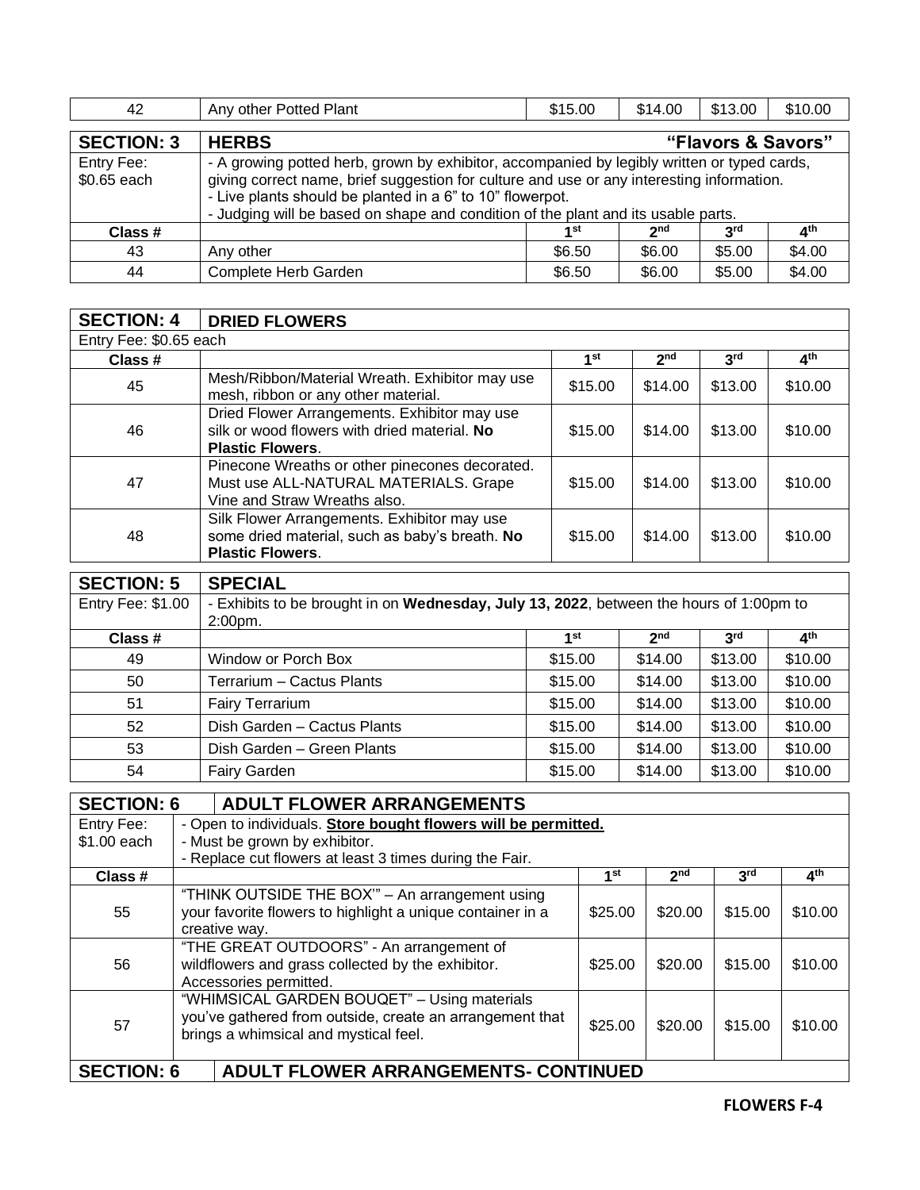| 42 | Any other Potted Plant | $15.00 | $14.00 | $13.00 | $10.00 |
|---|---|---|---|---|---|

## SECTION: 3 HERBS "Flavors & Savors"

Entry Fee: $0.65 each

- A growing potted herb, grown by exhibitor, accompanied by legibly written or typed cards, giving correct name, brief suggestion for culture and use or any interesting information.
- Live plants should be planted in a 6" to 10" flowerpot.
- Judging will be based on shape and condition of the plant and its usable parts.

| Class # | | 1st | 2nd | 3rd | 4th |
|---|---|---|---|---|---|
| 43 | Any other | $6.50 | $6.00 | $5.00 | $4.00 |
| 44 | Complete Herb Garden | $6.50 | $6.00 | $5.00 | $4.00 |

## SECTION: 4 DRIED FLOWERS

Entry Fee: $0.65 each

| Class # | | 1st | 2nd | 3rd | 4th |
|---|---|---|---|---|---|
| 45 | Mesh/Ribbon/Material Wreath. Exhibitor may use mesh, ribbon or any other material. | $15.00 | $14.00 | $13.00 | $10.00 |
| 46 | Dried Flower Arrangements. Exhibitor may use silk or wood flowers with dried material. **No Plastic Flowers**. | $15.00 | $14.00 | $13.00 | $10.00 |
| 47 | Pinecone Wreaths or other pinecones decorated. Must use ALL-NATURAL MATERIALS. Grape Vine and Straw Wreaths also. | $15.00 | $14.00 | $13.00 | $10.00 |
| 48 | Silk Flower Arrangements. Exhibitor may use some dried material, such as baby's breath. **No Plastic Flowers**. | $15.00 | $14.00 | $13.00 | $10.00 |

## SECTION: 5 SPECIAL

Entry Fee: $1.00

- Exhibits to be brought in on **Wednesday, July 13, 2022**, between the hours of 1:00pm to 2:00pm.

| Class # | | 1st | 2nd | 3rd | 4th |
|---|---|---|---|---|---|
| 49 | Window or Porch Box | $15.00 | $14.00 | $13.00 | $10.00 |
| 50 | Terrarium – Cactus Plants | $15.00 | $14.00 | $13.00 | $10.00 |
| 51 | Fairy Terrarium | $15.00 | $14.00 | $13.00 | $10.00 |
| 52 | Dish Garden – Cactus Plants | $15.00 | $14.00 | $13.00 | $10.00 |
| 53 | Dish Garden – Green Plants | $15.00 | $14.00 | $13.00 | $10.00 |
| 54 | Fairy Garden | $15.00 | $14.00 | $13.00 | $10.00 |

## SECTION: 6 ADULT FLOWER ARRANGEMENTS

Entry Fee: $1.00 each

- Open to individuals. **Store bought flowers will be permitted.**
- Must be grown by exhibitor.
- Replace cut flowers at least 3 times during the Fair.

| Class # | | 1st | 2nd | 3rd | 4th |
|---|---|---|---|---|---|
| 55 | "THINK OUTSIDE THE BOX'" – An arrangement using your favorite flowers to highlight a unique container in a creative way. | $25.00 | $20.00 | $15.00 | $10.00 |
| 56 | "THE GREAT OUTDOORS" - An arrangement of wildflowers and grass collected by the exhibitor. Accessories permitted. | $25.00 | $20.00 | $15.00 | $10.00 |
| 57 | "WHIMSICAL GARDEN BOUQET" – Using materials you've gathered from outside, create an arrangement that brings a whimsical and mystical feel. | $25.00 | $20.00 | $15.00 | $10.00 |

## SECTION: 6 ADULT FLOWER ARRANGEMENTS- CONTINUED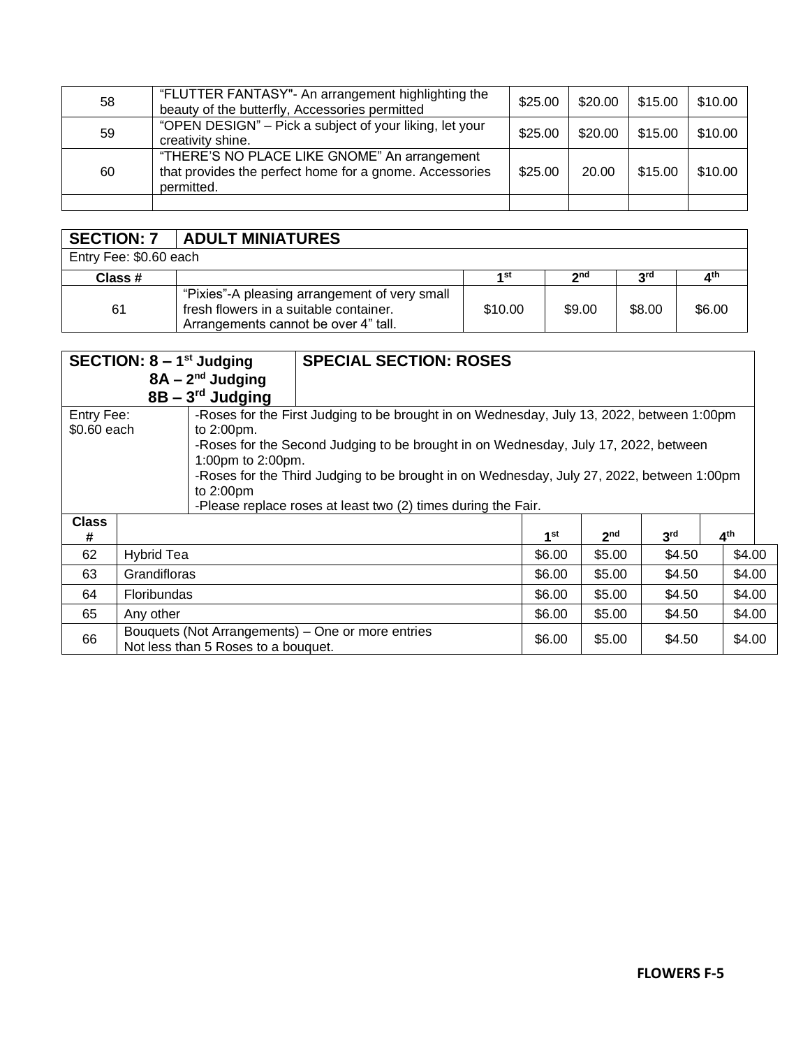| | | | | | |
|---|---|---|---|---|---|
| 58 | "FLUTTER FANTASY"- An arrangement highlighting the beauty of the butterfly, Accessories permitted | $25.00 | $20.00 | $15.00 | $10.00 |
| 59 | "OPEN DESIGN" – Pick a subject of your liking, let your creativity shine. | $25.00 | $20.00 | $15.00 | $10.00 |
| 60 | "THERE'S NO PLACE LIKE GNOME" An arrangement that provides the perfect home for a gnome. Accessories permitted. | $25.00 | 20.00 | $15.00 | $10.00 |
| | | | | | |

| SECTION: 7 | ADULT MINIATURES | | | | |
|---|---|---|---|---|---|
| Entry Fee: $0.60 each | | | | | |
| **Class #** | | **1st** | **2nd** | **3rd** | **4th** |
| 61 | "Pixies"-A pleasing arrangement of very small fresh flowers in a suitable container. Arrangements cannot be over 4" tall. | $10.00 | $9.00 | $8.00 | $6.00 |

| SECTION: 8 – 1st Judging<br>8A – 2nd Judging<br>8B – 3rd Judging | SPECIAL SECTION: ROSES | | | | |
|---|---|---|---|---|---|
| Entry Fee: $0.60 each | -Roses for the First Judging to be brought in on Wednesday, July 13, 2022, between 1:00pm to 2:00pm.<br>-Roses for the Second Judging to be brought in on Wednesday, July 17, 2022, between 1:00pm to 2:00pm.<br>-Roses for the Third Judging to be brought in on Wednesday, July 27, 2022, between 1:00pm to 2:00pm<br>-Please replace roses at least two (2) times during the Fair. | | | | |
| **Class #** | | **1st** | **2nd** | **3rd** | **4th** |
| 62 | Hybrid Tea | $6.00 | $5.00 | $4.50 | $4.00 |
| 63 | Grandifloras | $6.00 | $5.00 | $4.50 | $4.00 |
| 64 | Floribundas | $6.00 | $5.00 | $4.50 | $4.00 |
| 65 | Any other | $6.00 | $5.00 | $4.50 | $4.00 |
| 66 | Bouquets (Not Arrangements) – One or more entries Not less than 5 Roses to a bouquet. | $6.00 | $5.00 | $4.50 | $4.00 |